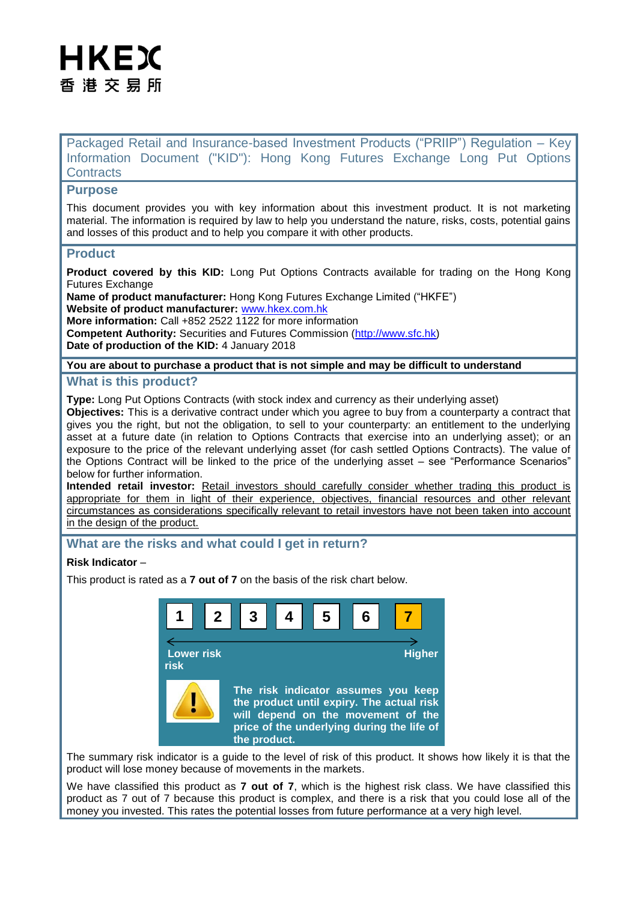HKEX
香港交易所

# Packaged Retail and Insurance-based Investment Products ("PRIIP") Regulation – Key Information Document ("KID"): Hong Kong Futures Exchange Long Put Options Contracts

## Purpose

This document provides you with key information about this investment product. It is not marketing material. The information is required by law to help you understand the nature, risks, costs, potential gains and losses of this product and to help you compare it with other products.

## Product

**Product covered by this KID:** Long Put Options Contracts available for trading on the Hong Kong Futures Exchange
**Name of product manufacturer:** Hong Kong Futures Exchange Limited ("HKFE")
**Website of product manufacturer:** www.hkex.com.hk
**More information:** Call +852 2522 1122 for more information
**Competent Authority:** Securities and Futures Commission (http://www.sfc.hk)
**Date of production of the KID:** 4 January 2018

**You are about to purchase a product that is not simple and may be difficult to understand**

## What is this product?

**Type:** Long Put Options Contracts (with stock index and currency as their underlying asset)
**Objectives:** This is a derivative contract under which you agree to buy from a counterparty a contract that gives you the right, but not the obligation, to sell to your counterparty: an entitlement to the underlying asset at a future date (in relation to Options Contracts that exercise into an underlying asset); or an exposure to the price of the relevant underlying asset (for cash settled Options Contracts). The value of the Options Contract will be linked to the price of the underlying asset – see "Performance Scenarios" below for further information.
**Intended retail investor:** Retail investors should carefully consider whether trading this product is appropriate for them in light of their experience, objectives, financial resources and other relevant circumstances as considerations specifically relevant to retail investors have not been taken into account in the design of the product.

## What are the risks and what could I get in return?

**Risk Indicator** –

This product is rated as a **7 out of 7** on the basis of the risk chart below.

| 1 | 2 | 3 | 4 | 5 | 6 | **7** |
|---|---|---|---|---|---|---|

Lower risk ← → Higher risk

**The risk indicator assumes you keep the product until expiry. The actual risk will depend on the movement of the price of the underlying during the life of the product.**

The summary risk indicator is a guide to the level of risk of this product. It shows how likely it is that the product will lose money because of movements in the markets.

We have classified this product as **7 out of 7**, which is the highest risk class. We have classified this product as 7 out of 7 because this product is complex, and there is a risk that you could lose all of the money you invested. This rates the potential losses from future performance at a very high level.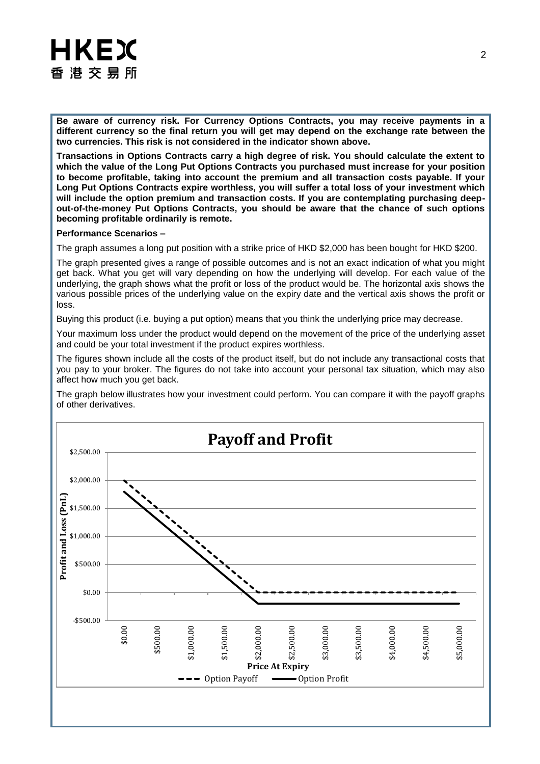**Be aware of currency risk. For Currency Options Contracts, you may receive payments in a different currency so the final return you will get may depend on the exchange rate between the two currencies. This risk is not considered in the indicator shown above.**

**Transactions in Options Contracts carry a high degree of risk. You should calculate the extent to which the value of the Long Put Options Contracts you purchased must increase for your position to become profitable, taking into account the premium and all transaction costs payable. If your Long Put Options Contracts expire worthless, you will suffer a total loss of your investment which will include the option premium and transaction costs. If you are contemplating purchasing deep-out-of-the-money Put Options Contracts, you should be aware that the chance of such options becoming profitable ordinarily is remote.**

**Performance Scenarios –**

The graph assumes a long put position with a strike price of HKD $2,000 has been bought for HKD $200.

The graph presented gives a range of possible outcomes and is not an exact indication of what you might get back. What you get will vary depending on how the underlying will develop. For each value of the underlying, the graph shows what the profit or loss of the product would be. The horizontal axis shows the various possible prices of the underlying value on the expiry date and the vertical axis shows the profit or loss.

Buying this product (i.e. buying a put option) means that you think the underlying price may decrease.

Your maximum loss under the product would depend on the movement of the price of the underlying asset and could be your total investment if the product expires worthless.

The figures shown include all the costs of the product itself, but do not include any transactional costs that you pay to your broker. The figures do not take into account your personal tax situation, which may also affect how much you get back.

The graph below illustrates how your investment could perform. You can compare it with the payoff graphs of other derivatives.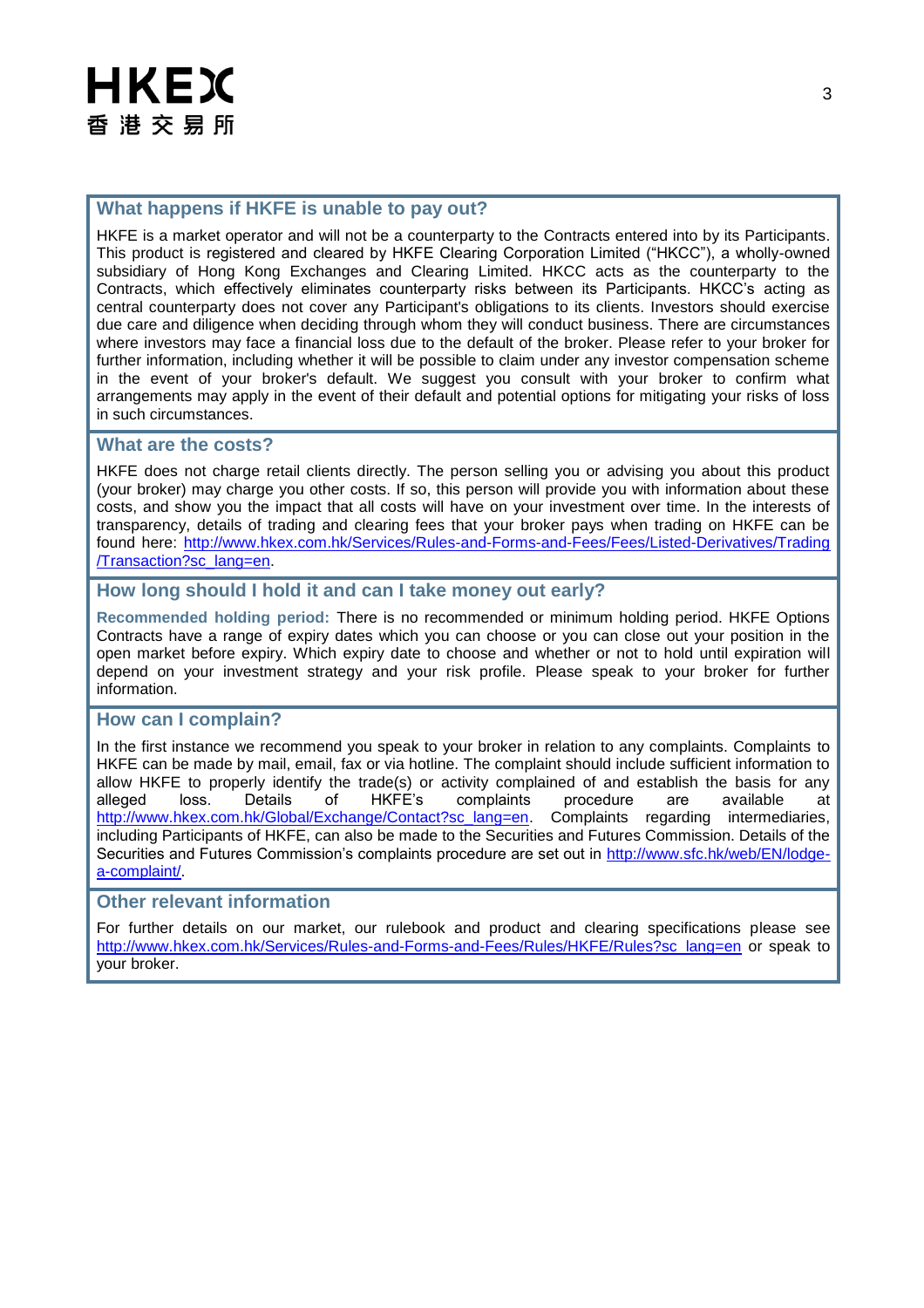## What happens if HKFE is unable to pay out?

HKFE is a market operator and will not be a counterparty to the Contracts entered into by its Participants. This product is registered and cleared by HKFE Clearing Corporation Limited ("HKCC"), a wholly-owned subsidiary of Hong Kong Exchanges and Clearing Limited. HKCC acts as the counterparty to the Contracts, which effectively eliminates counterparty risks between its Participants. HKCC's acting as central counterparty does not cover any Participant's obligations to its clients. Investors should exercise due care and diligence when deciding through whom they will conduct business. There are circumstances where investors may face a financial loss due to the default of the broker. Please refer to your broker for further information, including whether it will be possible to claim under any investor compensation scheme in the event of your broker's default. We suggest you consult with your broker to confirm what arrangements may apply in the event of their default and potential options for mitigating your risks of loss in such circumstances.

## What are the costs?

HKFE does not charge retail clients directly. The person selling you or advising you about this product (your broker) may charge you other costs. If so, this person will provide you with information about these costs, and show you the impact that all costs will have on your investment over time. In the interests of transparency, details of trading and clearing fees that your broker pays when trading on HKFE can be found here: http://www.hkex.com.hk/Services/Rules-and-Forms-and-Fees/Fees/Listed-Derivatives/Trading/Transaction?sc_lang=en.

## How long should I hold it and can I take money out early?

**Recommended holding period:** There is no recommended or minimum holding period. HKFE Options Contracts have a range of expiry dates which you can choose or you can close out your position in the open market before expiry. Which expiry date to choose and whether or not to hold until expiration will depend on your investment strategy and your risk profile. Please speak to your broker for further information.

## How can I complain?

In the first instance we recommend you speak to your broker in relation to any complaints. Complaints to HKFE can be made by mail, email, fax or via hotline. The complaint should include sufficient information to allow HKFE to properly identify the trade(s) or activity complained of and establish the basis for any alleged loss. Details of HKFE's complaints procedure are available at http://www.hkex.com.hk/Global/Exchange/Contact?sc_lang=en. Complaints regarding intermediaries, including Participants of HKFE, can also be made to the Securities and Futures Commission. Details of the Securities and Futures Commission's complaints procedure are set out in http://www.sfc.hk/web/EN/lodge-a-complaint/.

## Other relevant information

For further details on our market, our rulebook and product and clearing specifications please see http://www.hkex.com.hk/Services/Rules-and-Forms-and-Fees/Rules/HKFE/Rules?sc_lang=en or speak to your broker.